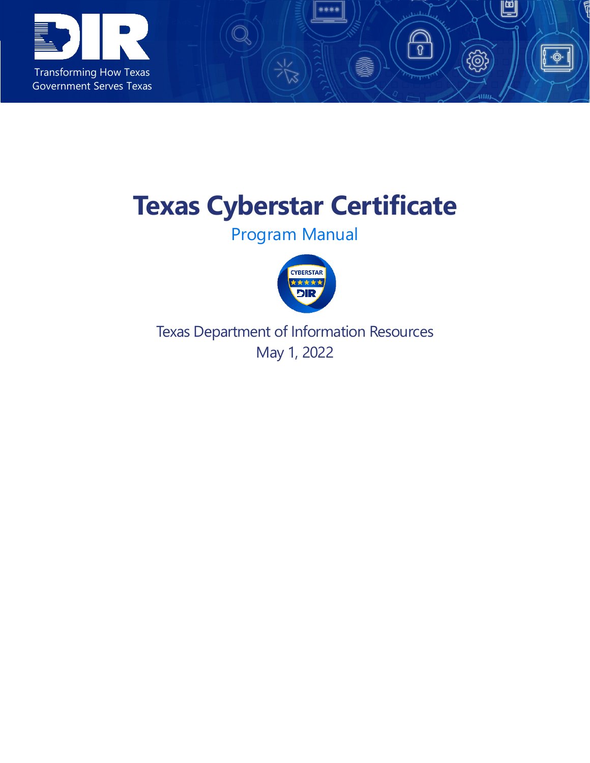Transforming How Texas Government Serves Texas

# Texas Cyberstar Certificate

## Program Manual

Texas Department of Information Resources

May 1, 2022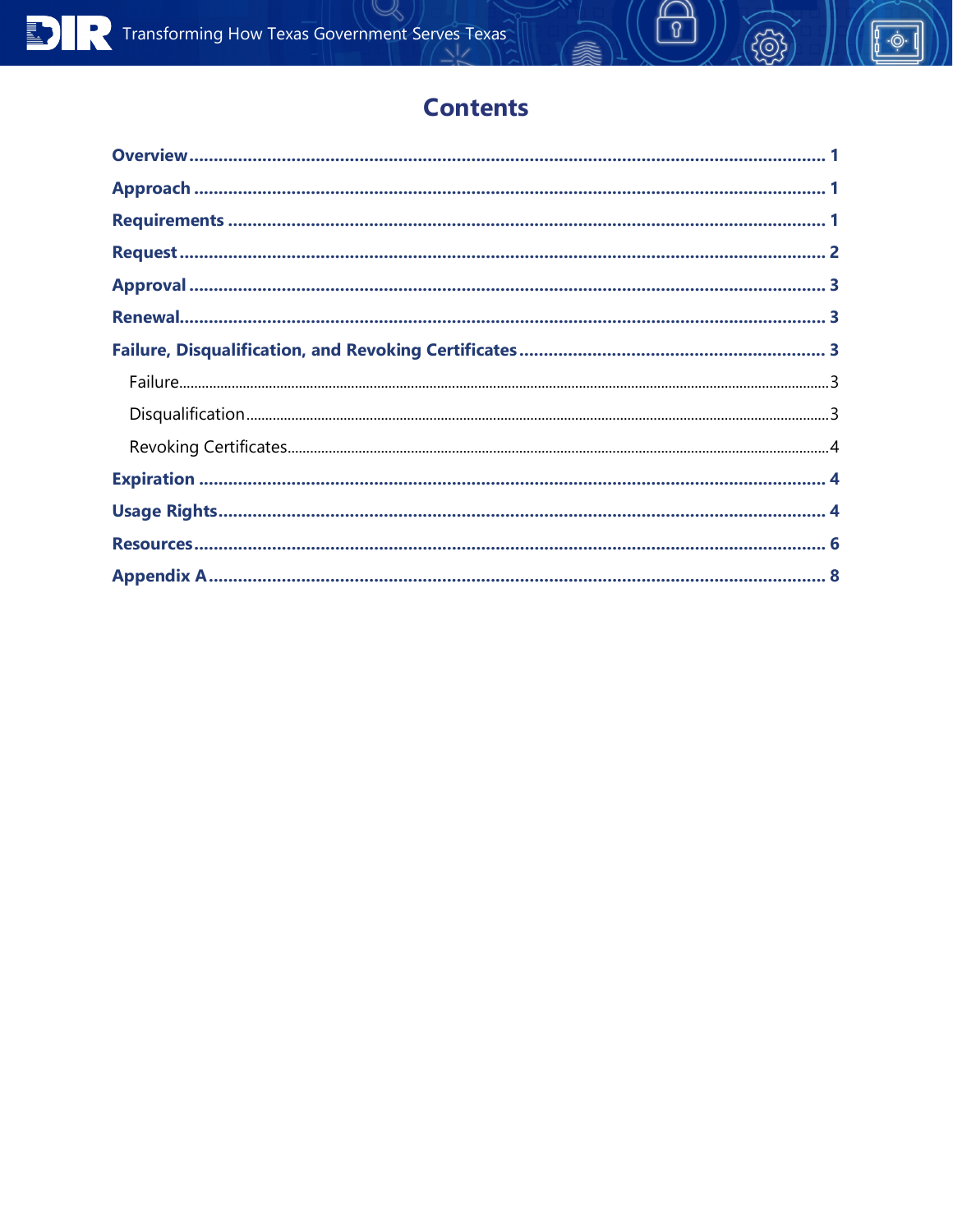# Contents

- **Overview** ..... 1
- **Approach** ..... 1
- **Requirements** ..... 1
- **Request** ..... 2
- **Approval** ..... 3
- **Renewal** ..... 3
- **Failure, Disqualification, and Revoking Certificates** ..... 3
  - Failure ..... 3
  - Disqualification ..... 3
  - Revoking Certificates ..... 4
- **Expiration** ..... 4
- **Usage Rights** ..... 4
- **Resources** ..... 6
- **Appendix A** ..... 8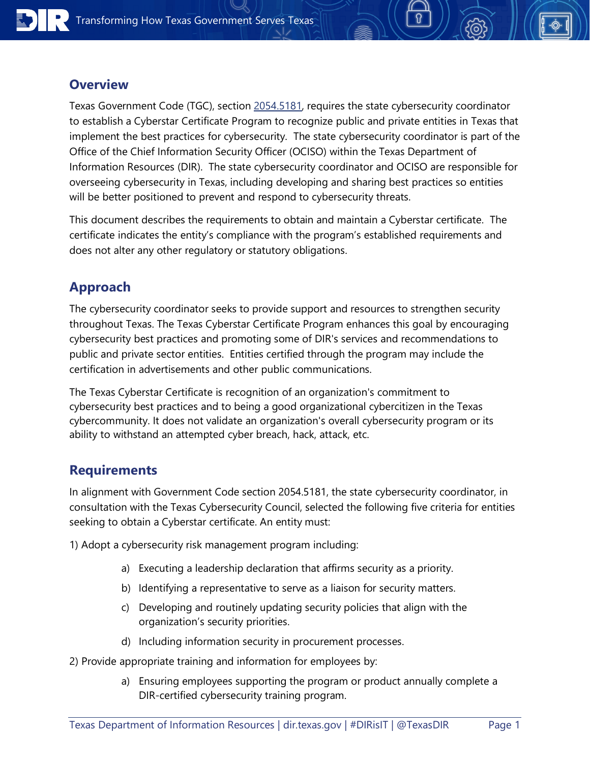## Overview

Texas Government Code (TGC), section 2054.5181, requires the state cybersecurity coordinator to establish a Cyberstar Certificate Program to recognize public and private entities in Texas that implement the best practices for cybersecurity. The state cybersecurity coordinator is part of the Office of the Chief Information Security Officer (OCISO) within the Texas Department of Information Resources (DIR). The state cybersecurity coordinator and OCISO are responsible for overseeing cybersecurity in Texas, including developing and sharing best practices so entities will be better positioned to prevent and respond to cybersecurity threats.

This document describes the requirements to obtain and maintain a Cyberstar certificate. The certificate indicates the entity's compliance with the program's established requirements and does not alter any other regulatory or statutory obligations.

## Approach

The cybersecurity coordinator seeks to provide support and resources to strengthen security throughout Texas. The Texas Cyberstar Certificate Program enhances this goal by encouraging cybersecurity best practices and promoting some of DIR's services and recommendations to public and private sector entities. Entities certified through the program may include the certification in advertisements and other public communications.

The Texas Cyberstar Certificate is recognition of an organization's commitment to cybersecurity best practices and to being a good organizational cybercitizen in the Texas cybercommunity. It does not validate an organization's overall cybersecurity program or its ability to withstand an attempted cyber breach, hack, attack, etc.

## Requirements

In alignment with Government Code section 2054.5181, the state cybersecurity coordinator, in consultation with the Texas Cybersecurity Council, selected the following five criteria for entities seeking to obtain a Cyberstar certificate. An entity must:

1) Adopt a cybersecurity risk management program including:

   a) Executing a leadership declaration that affirms security as a priority.

   b) Identifying a representative to serve as a liaison for security matters.

   c) Developing and routinely updating security policies that align with the organization's security priorities.

   d) Including information security in procurement processes.

2) Provide appropriate training and information for employees by:

   a) Ensuring employees supporting the program or product annually complete a DIR-certified cybersecurity training program.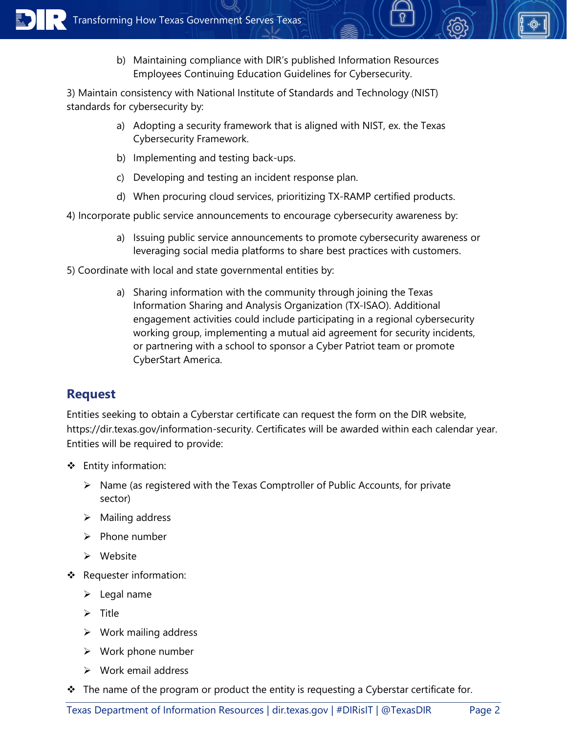b) Maintaining compliance with DIR's published Information Resources Employees Continuing Education Guidelines for Cybersecurity.

3) Maintain consistency with National Institute of Standards and Technology (NIST) standards for cybersecurity by:

a) Adopting a security framework that is aligned with NIST, ex. the Texas Cybersecurity Framework.

b) Implementing and testing back-ups.

c) Developing and testing an incident response plan.

d) When procuring cloud services, prioritizing TX-RAMP certified products.

4) Incorporate public service announcements to encourage cybersecurity awareness by:

a) Issuing public service announcements to promote cybersecurity awareness or leveraging social media platforms to share best practices with customers.

5) Coordinate with local and state governmental entities by:

a) Sharing information with the community through joining the Texas Information Sharing and Analysis Organization (TX-ISAO). Additional engagement activities could include participating in a regional cybersecurity working group, implementing a mutual aid agreement for security incidents, or partnering with a school to sponsor a Cyber Patriot team or promote CyberStart America.

## Request

Entities seeking to obtain a Cyberstar certificate can request the form on the DIR website, https://dir.texas.gov/information-security. Certificates will be awarded within each calendar year. Entities will be required to provide:

- Entity information:
  - Name (as registered with the Texas Comptroller of Public Accounts, for private sector)
  - Mailing address
  - Phone number
  - Website
- Requester information:
  - Legal name
  - Title
  - Work mailing address
  - Work phone number
  - Work email address
- The name of the program or product the entity is requesting a Cyberstar certificate for.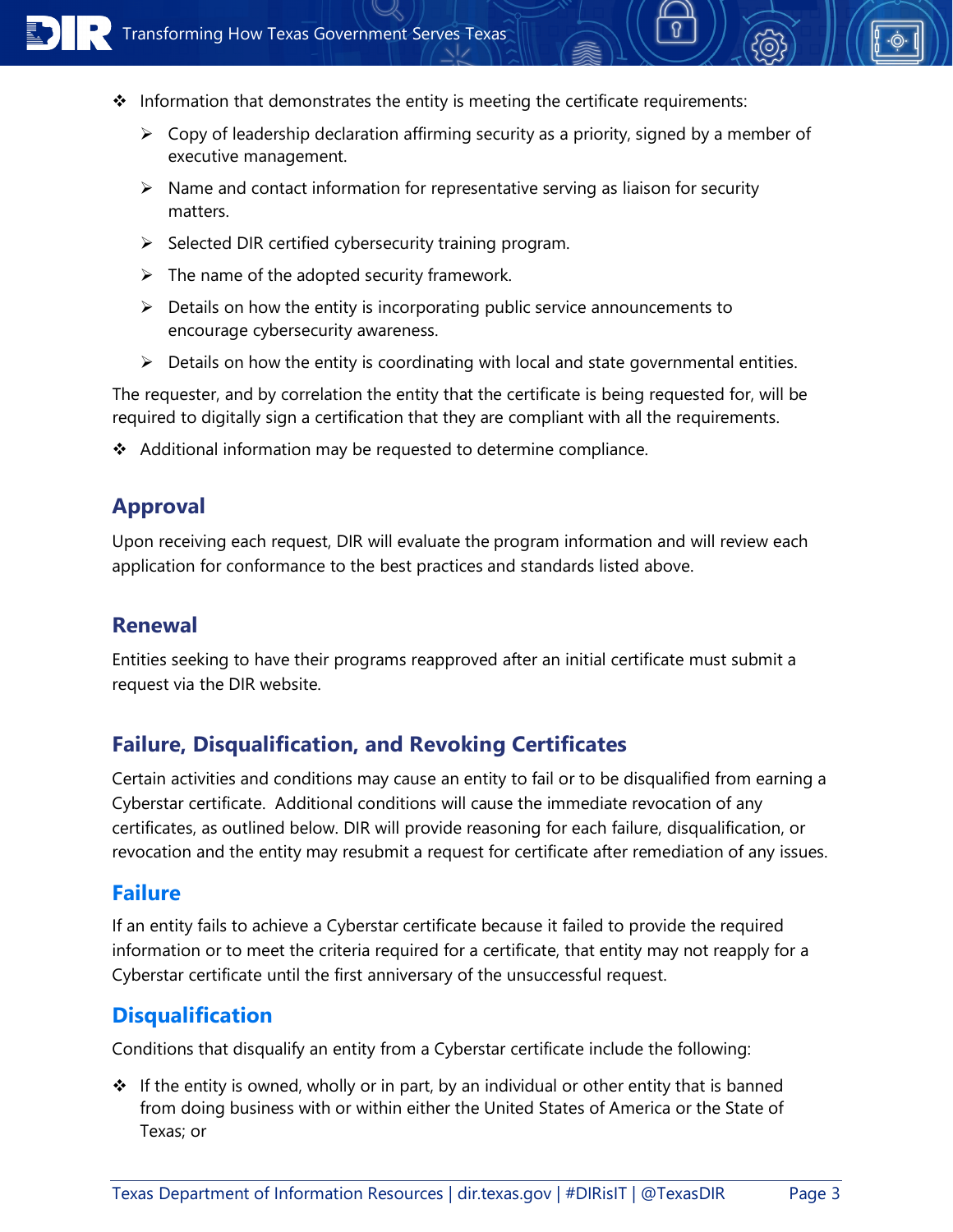- Information that demonstrates the entity is meeting the certificate requirements:
  - Copy of leadership declaration affirming security as a priority, signed by a member of executive management.
  - Name and contact information for representative serving as liaison for security matters.
  - Selected DIR certified cybersecurity training program.
  - The name of the adopted security framework.
  - Details on how the entity is incorporating public service announcements to encourage cybersecurity awareness.
  - Details on how the entity is coordinating with local and state governmental entities.

The requester, and by correlation the entity that the certificate is being requested for, will be required to digitally sign a certification that they are compliant with all the requirements.

- Additional information may be requested to determine compliance.

## Approval

Upon receiving each request, DIR will evaluate the program information and will review each application for conformance to the best practices and standards listed above.

## Renewal

Entities seeking to have their programs reapproved after an initial certificate must submit a request via the DIR website.

## Failure, Disqualification, and Revoking Certificates

Certain activities and conditions may cause an entity to fail or to be disqualified from earning a Cyberstar certificate. Additional conditions will cause the immediate revocation of any certificates, as outlined below. DIR will provide reasoning for each failure, disqualification, or revocation and the entity may resubmit a request for certificate after remediation of any issues.

### Failure

If an entity fails to achieve a Cyberstar certificate because it failed to provide the required information or to meet the criteria required for a certificate, that entity may not reapply for a Cyberstar certificate until the first anniversary of the unsuccessful request.

### Disqualification

Conditions that disqualify an entity from a Cyberstar certificate include the following:

- If the entity is owned, wholly or in part, by an individual or other entity that is banned from doing business with or within either the United States of America or the State of Texas; or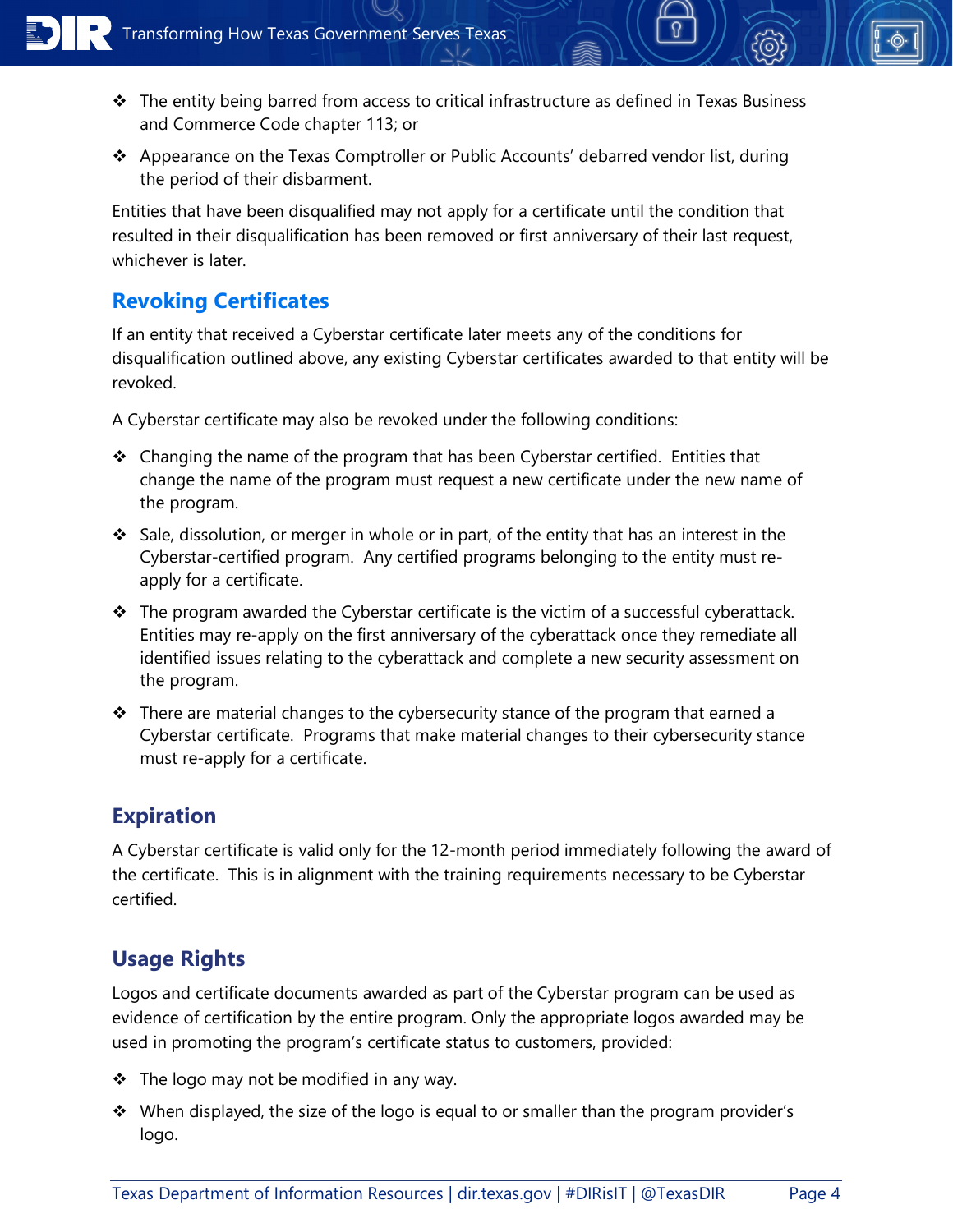- The entity being barred from access to critical infrastructure as defined in Texas Business and Commerce Code chapter 113; or
- Appearance on the Texas Comptroller or Public Accounts' debarred vendor list, during the period of their disbarment.

Entities that have been disqualified may not apply for a certificate until the condition that resulted in their disqualification has been removed or first anniversary of their last request, whichever is later.

## Revoking Certificates

If an entity that received a Cyberstar certificate later meets any of the conditions for disqualification outlined above, any existing Cyberstar certificates awarded to that entity will be revoked.

A Cyberstar certificate may also be revoked under the following conditions:

- Changing the name of the program that has been Cyberstar certified. Entities that change the name of the program must request a new certificate under the new name of the program.
- Sale, dissolution, or merger in whole or in part, of the entity that has an interest in the Cyberstar-certified program. Any certified programs belonging to the entity must re-apply for a certificate.
- The program awarded the Cyberstar certificate is the victim of a successful cyberattack. Entities may re-apply on the first anniversary of the cyberattack once they remediate all identified issues relating to the cyberattack and complete a new security assessment on the program.
- There are material changes to the cybersecurity stance of the program that earned a Cyberstar certificate. Programs that make material changes to their cybersecurity stance must re-apply for a certificate.

## Expiration

A Cyberstar certificate is valid only for the 12-month period immediately following the award of the certificate. This is in alignment with the training requirements necessary to be Cyberstar certified.

## Usage Rights

Logos and certificate documents awarded as part of the Cyberstar program can be used as evidence of certification by the entire program. Only the appropriate logos awarded may be used in promoting the program's certificate status to customers, provided:

- The logo may not be modified in any way.
- When displayed, the size of the logo is equal to or smaller than the program provider's logo.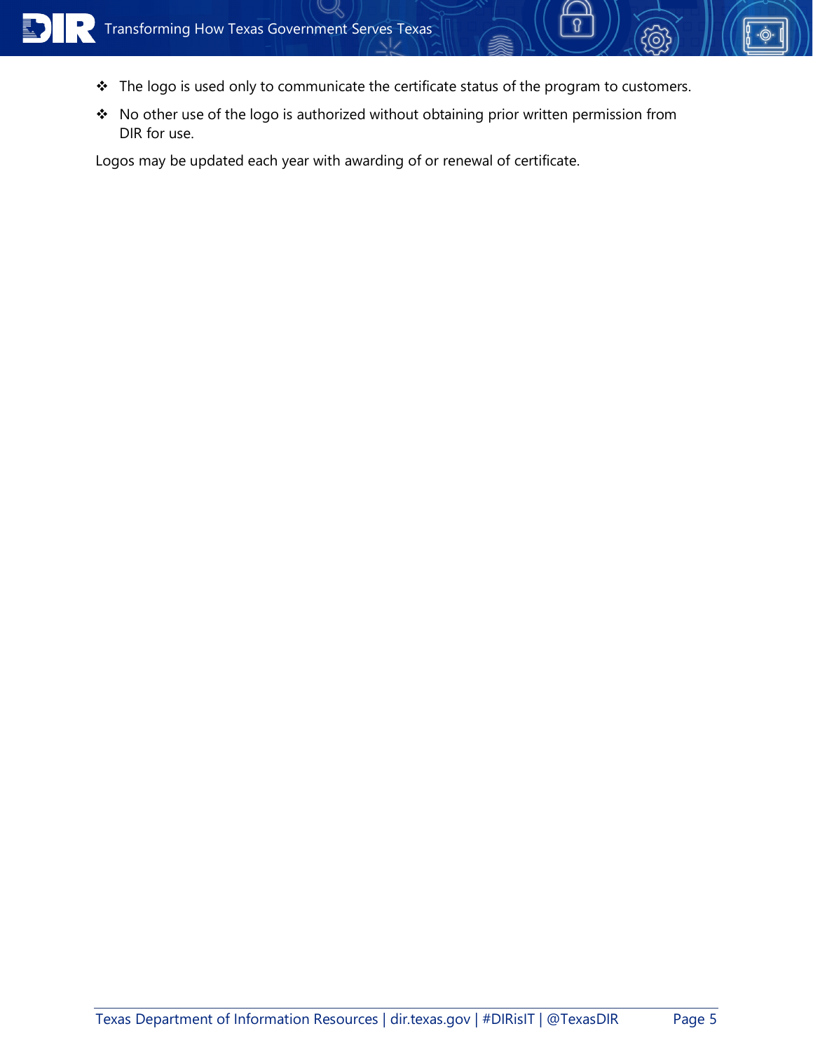- The logo is used only to communicate the certificate status of the program to customers.
- No other use of the logo is authorized without obtaining prior written permission from DIR for use.

Logos may be updated each year with awarding of or renewal of certificate.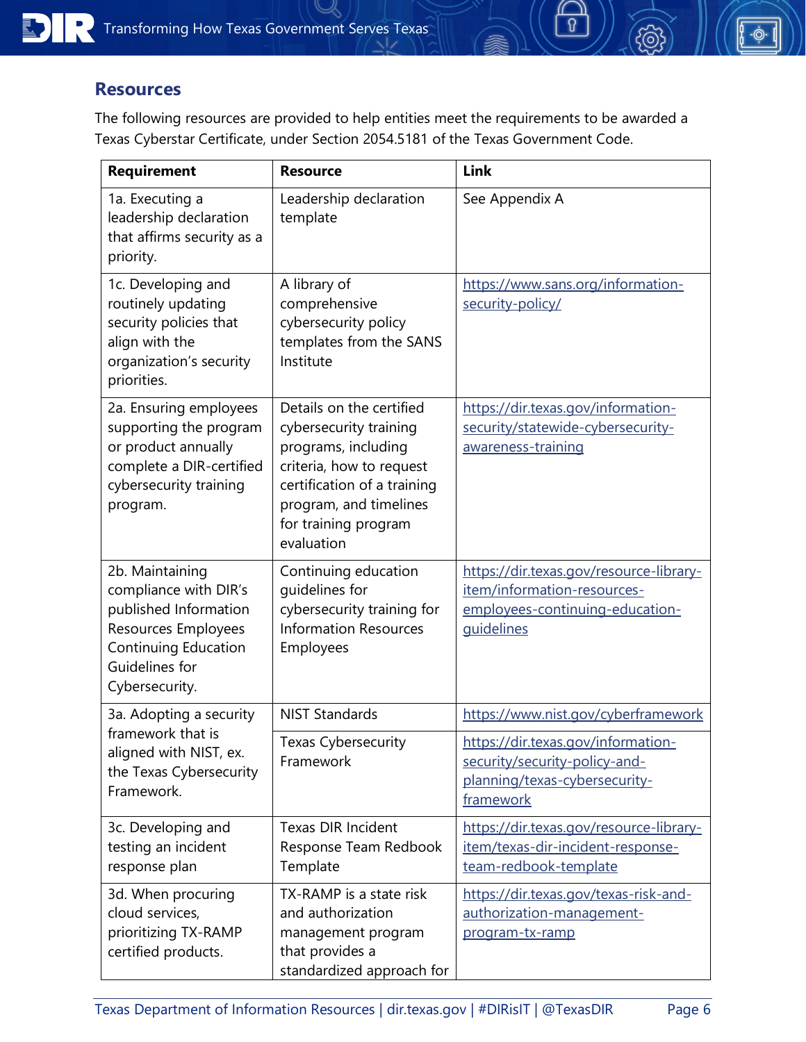## Resources

The following resources are provided to help entities meet the requirements to be awarded a Texas Cyberstar Certificate, under Section 2054.5181 of the Texas Government Code.

| Requirement | Resource | Link |
|---|---|---|
| 1a. Executing a leadership declaration that affirms security as a priority. | Leadership declaration template | See Appendix A |
| 1c. Developing and routinely updating security policies that align with the organization's security priorities. | A library of comprehensive cybersecurity policy templates from the SANS Institute | https://www.sans.org/information-security-policy/ |
| 2a. Ensuring employees supporting the program or product annually complete a DIR-certified cybersecurity training program. | Details on the certified cybersecurity training programs, including criteria, how to request certification of a training program, and timelines for training program evaluation | https://dir.texas.gov/information-security/statewide-cybersecurity-awareness-training |
| 2b. Maintaining compliance with DIR's published Information Resources Employees Continuing Education Guidelines for Cybersecurity. | Continuing education guidelines for cybersecurity training for Information Resources Employees | https://dir.texas.gov/resource-library-item/information-resources-employees-continuing-education-guidelines |
| 3a. Adopting a security framework that is aligned with NIST, ex. the Texas Cybersecurity Framework. | NIST Standards | https://www.nist.gov/cyberframework |
| | Texas Cybersecurity Framework | https://dir.texas.gov/information-security/security-policy-and-planning/texas-cybersecurity-framework |
| 3c. Developing and testing an incident response plan | Texas DIR Incident Response Team Redbook Template | https://dir.texas.gov/resource-library-item/texas-dir-incident-response-team-redbook-template |
| 3d. When procuring cloud services, prioritizing TX-RAMP certified products. | TX-RAMP is a state risk and authorization management program that provides a standardized approach for | https://dir.texas.gov/texas-risk-and-authorization-management-program-tx-ramp |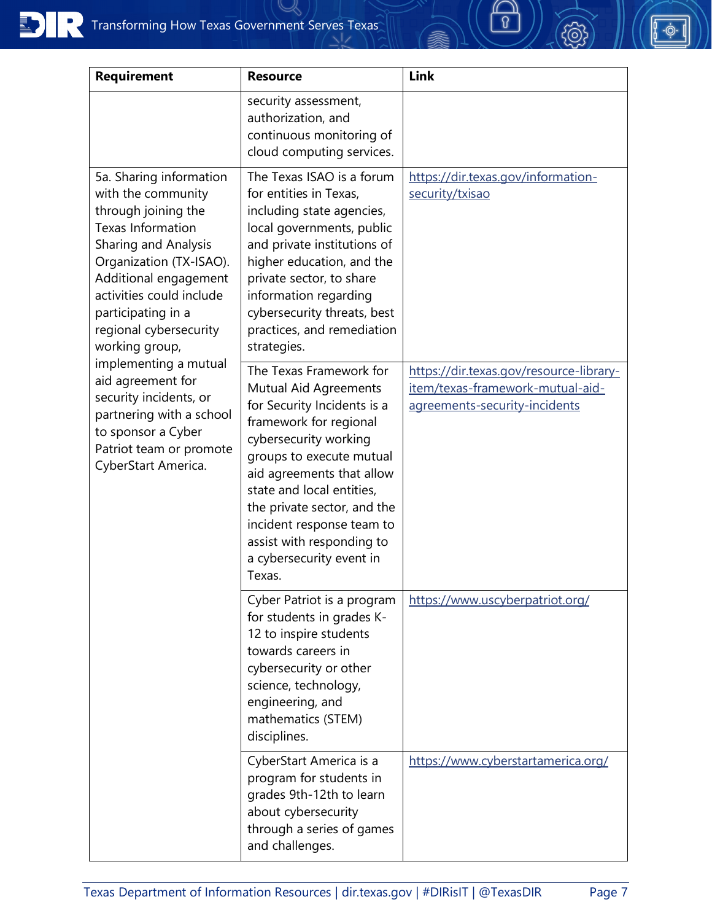| Requirement | Resource | Link |
|---|---|---|
| | security assessment, authorization, and continuous monitoring of cloud computing services. | |
| 5a. Sharing information with the community through joining the Texas Information Sharing and Analysis Organization (TX-ISAO). Additional engagement activities could include participating in a regional cybersecurity working group, implementing a mutual aid agreement for security incidents, or partnering with a school to sponsor a Cyber Patriot team or promote CyberStart America. | The Texas ISAO is a forum for entities in Texas, including state agencies, local governments, public and private institutions of higher education, and the private sector, to share information regarding cybersecurity threats, best practices, and remediation strategies. | https://dir.texas.gov/information-security/txisao |
| | The Texas Framework for Mutual Aid Agreements for Security Incidents is a framework for regional cybersecurity working groups to execute mutual aid agreements that allow state and local entities, the private sector, and the incident response team to assist with responding to a cybersecurity event in Texas. | https://dir.texas.gov/resource-library-item/texas-framework-mutual-aid-agreements-security-incidents |
| | Cyber Patriot is a program for students in grades K-12 to inspire students towards careers in cybersecurity or other science, technology, engineering, and mathematics (STEM) disciplines. | https://www.uscyberpatriot.org/ |
| | CyberStart America is a program for students in grades 9th-12th to learn about cybersecurity through a series of games and challenges. | https://www.cyberstartamerica.org/ |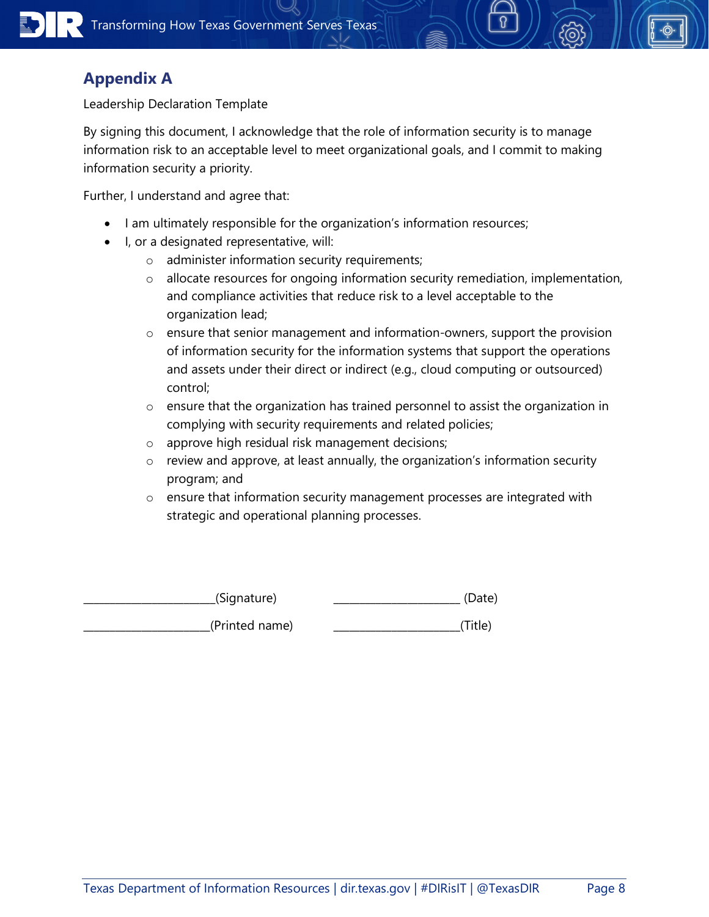## Appendix A

Leadership Declaration Template

By signing this document, I acknowledge that the role of information security is to manage information risk to an acceptable level to meet organizational goals, and I commit to making information security a priority.

Further, I understand and agree that:

- I am ultimately responsible for the organization's information resources;
- I, or a designated representative, will:
  - administer information security requirements;
  - allocate resources for ongoing information security remediation, implementation, and compliance activities that reduce risk to a level acceptable to the organization lead;
  - ensure that senior management and information-owners, support the provision of information security for the information systems that support the operations and assets under their direct or indirect (e.g., cloud computing or outsourced) control;
  - ensure that the organization has trained personnel to assist the organization in complying with security requirements and related policies;
  - approve high residual risk management decisions;
  - review and approve, at least annually, the organization's information security program; and
  - ensure that information security management processes are integrated with strategic and operational planning processes.

______________________(Signature) ______________________ (Date)

______________________(Printed name) ______________________(Title)